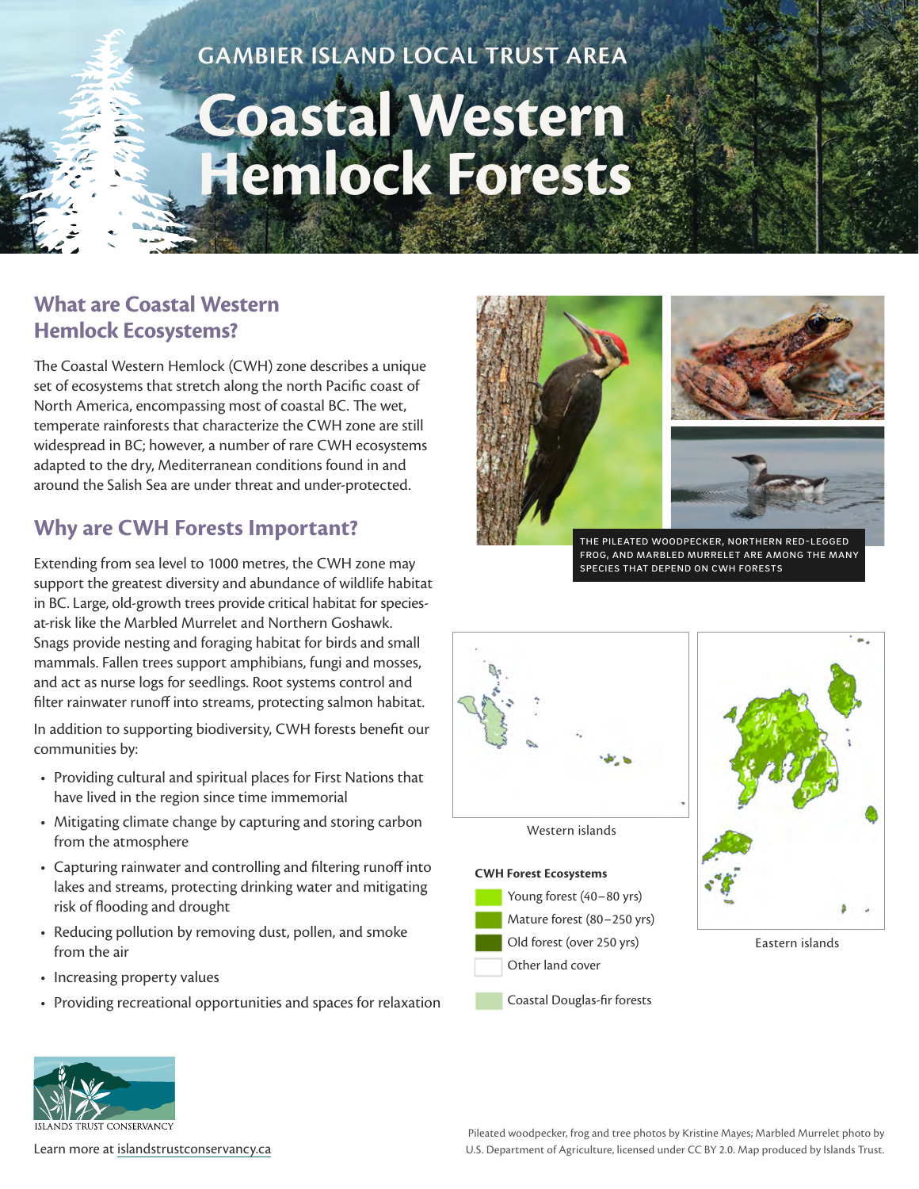GAMBIER ISLAND LOCAL TRUST AREA

# Coastal Western Hemlock Forests

## What are Coastal Western Hemlock Ecosystems?

The Coastal Western Hemlock (CWH) zone describes a unique set of ecosystems that stretch along the north Pacific coast of North America, encompassing most of coastal BC. The wet, temperate rainforests that characterize the CWH zone are still widespread in BC; however, a number of rare CWH ecosystems adapted to the dry, Mediterranean conditions found in and around the Salish Sea are under threat and under-protected.

## Why are CWH Forests Important?

Extending from sea level to 1000 metres, the CWH zone may support the greatest diversity and abundance of wildlife habitat in BC. Large, old-growth trees provide critical habitat for species-at-risk like the Marbled Murrelet and Northern Goshawk. Snags provide nesting and foraging habitat for birds and small mammals. Fallen trees support amphibians, fungi and mosses, and act as nurse logs for seedlings. Root systems control and filter rainwater runoff into streams, protecting salmon habitat.

In addition to supporting biodiversity, CWH forests benefit our communities by:

- Providing cultural and spiritual places for First Nations that have lived in the region since time immemorial
- Mitigating climate change by capturing and storing carbon from the atmosphere
- Capturing rainwater and controlling and filtering runoff into lakes and streams, protecting drinking water and mitigating risk of flooding and drought
- Reducing pollution by removing dust, pollen, and smoke from the air
- Increasing property values
- Providing recreational opportunities and spaces for relaxation

THE PILEATED WOODPECKER, NORTHERN RED-LEGGED FROG, AND MARBLED MURRELET ARE AMONG THE MANY SPECIES THAT DEPEND ON CWH FORESTS

Western islands

Eastern islands

**CWH Forest Ecosystems**

- Young forest (40–80 yrs)
- Mature forest (80–250 yrs)
- Old forest (over 250 yrs)
- Other land cover
- Coastal Douglas-fir forests

ISLANDS TRUST CONSERVANCY

Learn more at islandstrustconservancy.ca

Pileated woodpecker, frog and tree photos by Kristine Mayes; Marbled Murrelet photo by U.S. Department of Agriculture, licensed under CC BY 2.0. Map produced by Islands Trust.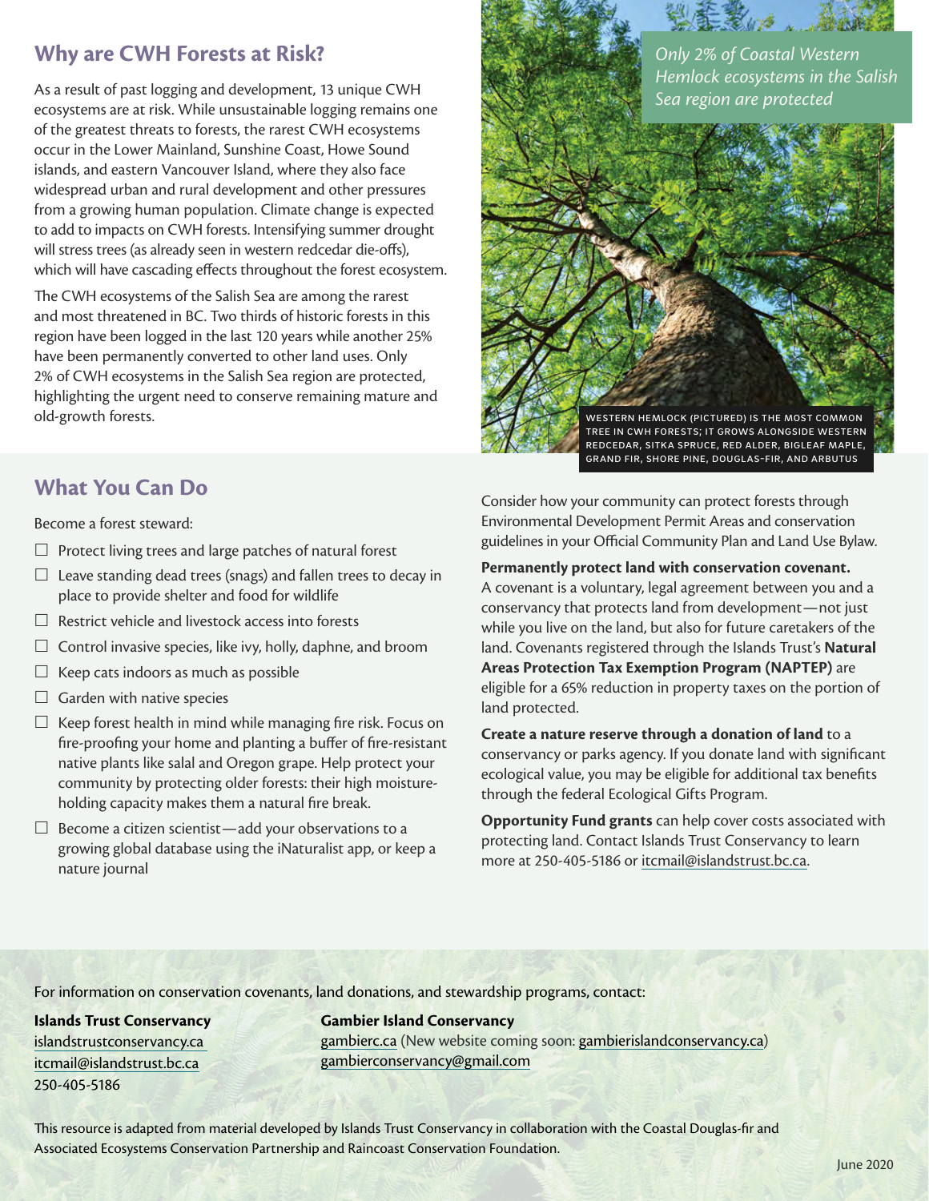## Why are CWH Forests at Risk?

As a result of past logging and development, 13 unique CWH ecosystems are at risk. While unsustainable logging remains one of the greatest threats to forests, the rarest CWH ecosystems occur in the Lower Mainland, Sunshine Coast, Howe Sound islands, and eastern Vancouver Island, where they also face widespread urban and rural development and other pressures from a growing human population. Climate change is expected to add to impacts on CWH forests. Intensifying summer drought will stress trees (as already seen in western redcedar die-offs), which will have cascading effects throughout the forest ecosystem.

The CWH ecosystems of the Salish Sea are among the rarest and most threatened in BC. Two thirds of historic forests in this region have been logged in the last 120 years while another 25% have been permanently converted to other land uses. Only 2% of CWH ecosystems in the Salish Sea region are protected, highlighting the urgent need to conserve remaining mature and old-growth forests.

*Only 2% of Coastal Western Hemlock ecosystems in the Salish Sea region are protected*

WESTERN HEMLOCK (PICTURED) IS THE MOST COMMON TREE IN CWH FORESTS; IT GROWS ALONGSIDE WESTERN REDCEDAR, SITKA SPRUCE, RED ALDER, BIGLEAF MAPLE, GRAND FIR, SHORE PINE, DOUGLAS-FIR, AND ARBUTUS

## What You Can Do

Become a forest steward:

- ☐ Protect living trees and large patches of natural forest
- ☐ Leave standing dead trees (snags) and fallen trees to decay in place to provide shelter and food for wildlife
- ☐ Restrict vehicle and livestock access into forests
- ☐ Control invasive species, like ivy, holly, daphne, and broom
- ☐ Keep cats indoors as much as possible
- ☐ Garden with native species
- ☐ Keep forest health in mind while managing fire risk. Focus on fire-proofing your home and planting a buffer of fire-resistant native plants like salal and Oregon grape. Help protect your community by protecting older forests: their high moisture-holding capacity makes them a natural fire break.
- ☐ Become a citizen scientist—add your observations to a growing global database using the iNaturalist app, or keep a nature journal

Consider how your community can protect forests through Environmental Development Permit Areas and conservation guidelines in your Official Community Plan and Land Use Bylaw.

**Permanently protect land with conservation covenant.** A covenant is a voluntary, legal agreement between you and a conservancy that protects land from development—not just while you live on the land, but also for future caretakers of the land. Covenants registered through the Islands Trust's **Natural Areas Protection Tax Exemption Program (NAPTEP)** are eligible for a 65% reduction in property taxes on the portion of land protected.

**Create a nature reserve through a donation of land** to a conservancy or parks agency. If you donate land with significant ecological value, you may be eligible for additional tax benefits through the federal Ecological Gifts Program.

**Opportunity Fund grants** can help cover costs associated with protecting land. Contact Islands Trust Conservancy to learn more at 250-405-5186 or itcmail@islandstrust.bc.ca.

For information on conservation covenants, land donations, and stewardship programs, contact:

**Islands Trust Conservancy**
islandstrustconservancy.ca
itcmail@islandstrust.bc.ca
250-405-5186

**Gambier Island Conservancy**
gambierc.ca (New website coming soon: gambierislandconservancy.ca)
gambierconservancy@gmail.com

This resource is adapted from material developed by Islands Trust Conservancy in collaboration with the Coastal Douglas-fir and Associated Ecosystems Conservation Partnership and Raincoast Conservation Foundation.

June 2020